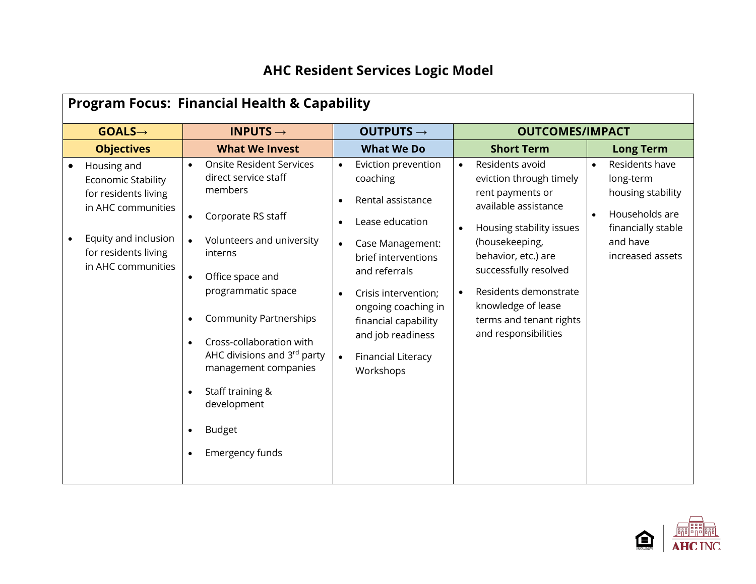# AHC Resident Services Logic Model

| **Program Focus: Financial Health & Capability** | | | | |
|---|---|---|---|---|
| **GOALS→** | **INPUTS →** | **OUTPUTS →** | **OUTCOMES/IMPACT** | |
| **Objectives** | **What We Invest** | **What We Do** | **Short Term** | **Long Term** |
| • Housing and Economic Stability for residents living in AHC communities<br><br>• Equity and inclusion for residents living in AHC communities | • Onsite Resident Services direct service staff members<br><br>• Corporate RS staff<br><br>• Volunteers and university interns<br><br>• Office space and programmatic space<br><br>• Community Partnerships<br><br>• Cross-collaboration with AHC divisions and 3rd party management companies<br><br>• Staff training & development<br><br>• Budget<br><br>• Emergency funds | • Eviction prevention coaching<br><br>• Rental assistance<br><br>• Lease education<br><br>• Case Management: brief interventions and referrals<br><br>• Crisis intervention; ongoing coaching in financial capability and job readiness<br><br>• Financial Literacy Workshops | • Residents avoid eviction through timely rent payments or available assistance<br><br>• Housing stability issues (housekeeping, behavior, etc.) are successfully resolved<br><br>• Residents demonstrate knowledge of lease terms and tenant rights and responsibilities | • Residents have long-term housing stability<br><br>• Households are financially stable and have increased assets |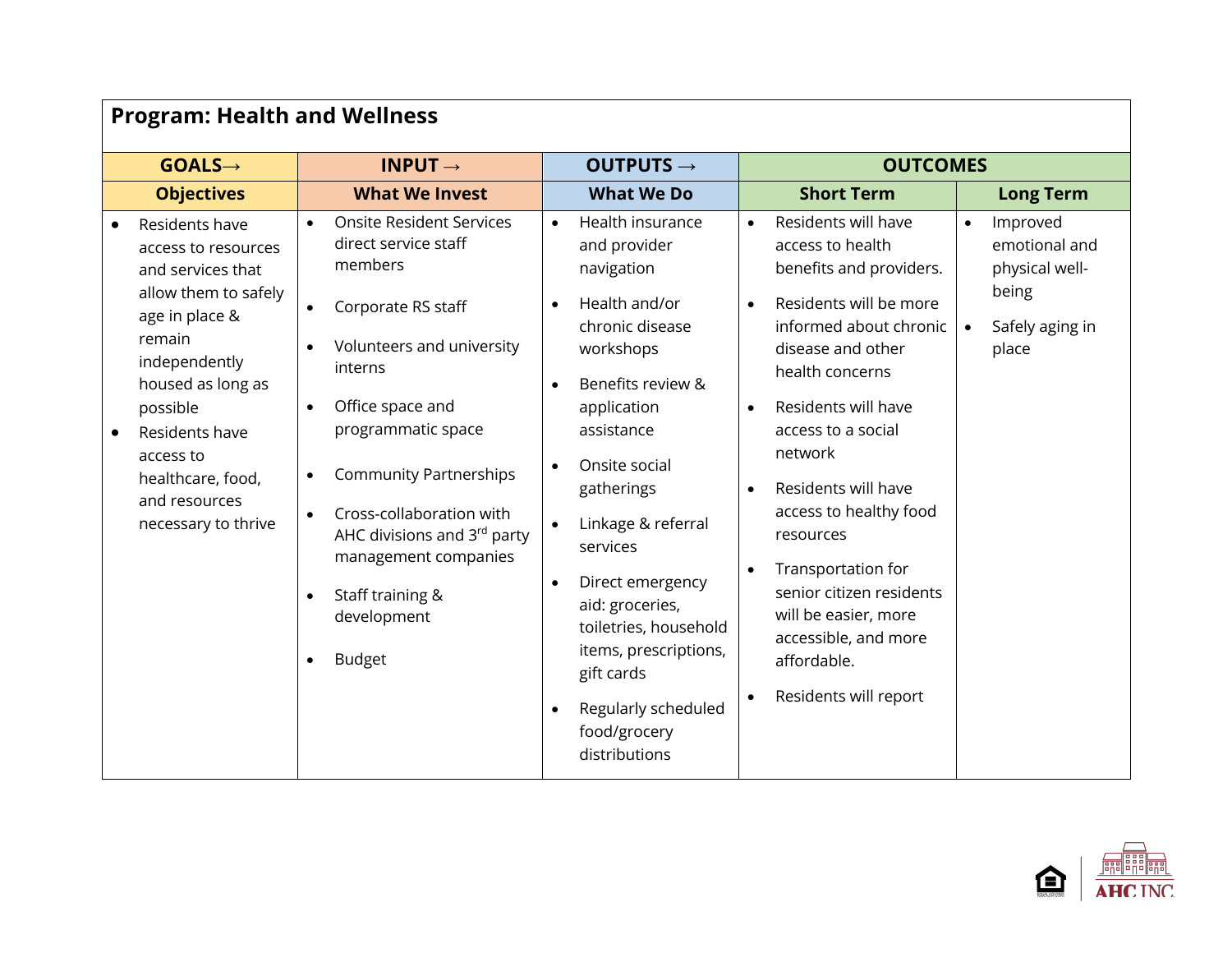| Program: Health and Wellness | | | | |
|---|---|---|---|---|
| **GOALS→** | **INPUT →** | **OUTPUTS →** | **OUTCOMES** | |
| **Objectives** | **What We Invest** | **What We Do** | **Short Term** | **Long Term** |
| • Residents have access to resources and services that allow them to safely age in place & remain independently housed as long as possible<br>• Residents have access to healthcare, food, and resources necessary to thrive | • Onsite Resident Services direct service staff members<br>• Corporate RS staff<br>• Volunteers and university interns<br>• Office space and programmatic space<br>• Community Partnerships<br>• Cross-collaboration with AHC divisions and 3rd party management companies<br>• Staff training & development<br>• Budget | • Health insurance and provider navigation<br>• Health and/or chronic disease workshops<br>• Benefits review & application assistance<br>• Onsite social gatherings<br>• Linkage & referral services<br>• Direct emergency aid: groceries, toiletries, household items, prescriptions, gift cards<br>• Regularly scheduled food/grocery distributions | • Residents will have access to health benefits and providers.<br>• Residents will be more informed about chronic disease and other health concerns<br>• Residents will have access to a social network<br>• Residents will have access to healthy food resources<br>• Transportation for senior citizen residents will be easier, more accessible, and more affordable.<br>• Residents will report | • Improved emotional and physical well-being<br>• Safely aging in place |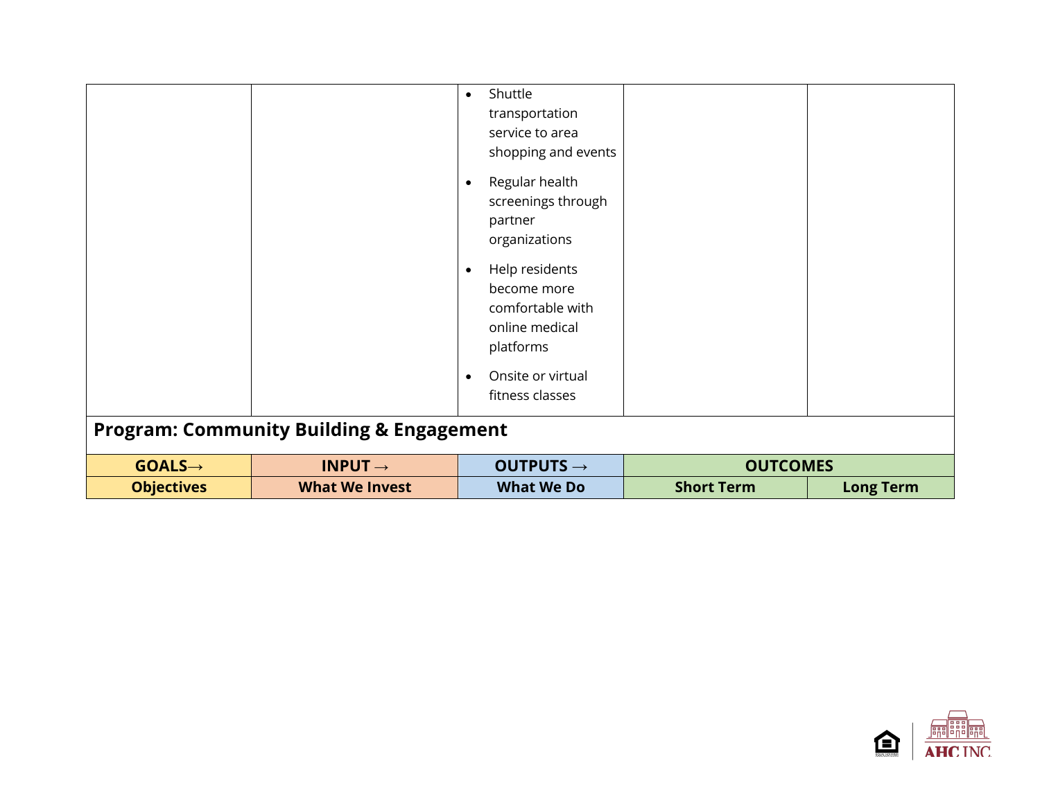| | | • Shuttle transportation service to area shopping and events<br>• Regular health screenings through partner organizations<br>• Help residents become more comfortable with online medical platforms<br>• Onsite or virtual fitness classes | | |
|---|---|---|---|---|

**Program: Community Building & Engagement**

| GOALS→ | INPUT → | OUTPUTS → | OUTCOMES | |
|---|---|---|---|---|
| Objectives | What We Invest | What We Do | Short Term | Long Term |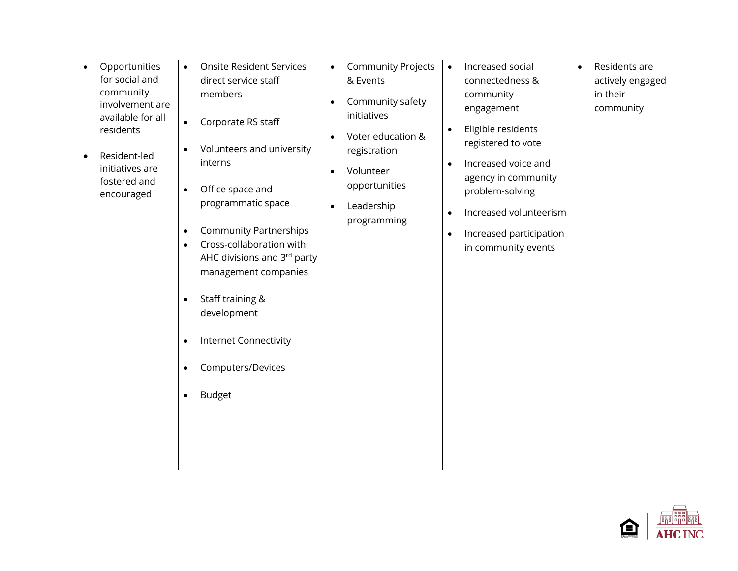|  |  |  |  |  |
|---|---|---|---|---|
| • Opportunities for social and community involvement are available for all residents<br><br>• Resident-led initiatives are fostered and encouraged | • Onsite Resident Services direct service staff members<br><br>• Corporate RS staff<br><br>• Volunteers and university interns<br><br>• Office space and programmatic space<br><br>• Community Partnerships<br>• Cross-collaboration with AHC divisions and 3rd party management companies<br><br>• Staff training & development<br><br>• Internet Connectivity<br><br>• Computers/Devices<br><br>• Budget | • Community Projects & Events<br><br>• Community safety initiatives<br><br>• Voter education & registration<br><br>• Volunteer opportunities<br><br>• Leadership programming | • Increased social connectedness & community engagement<br><br>• Eligible residents registered to vote<br><br>• Increased voice and agency in community problem-solving<br><br>• Increased volunteerism<br><br>• Increased participation in community events | • Residents are actively engaged in their community |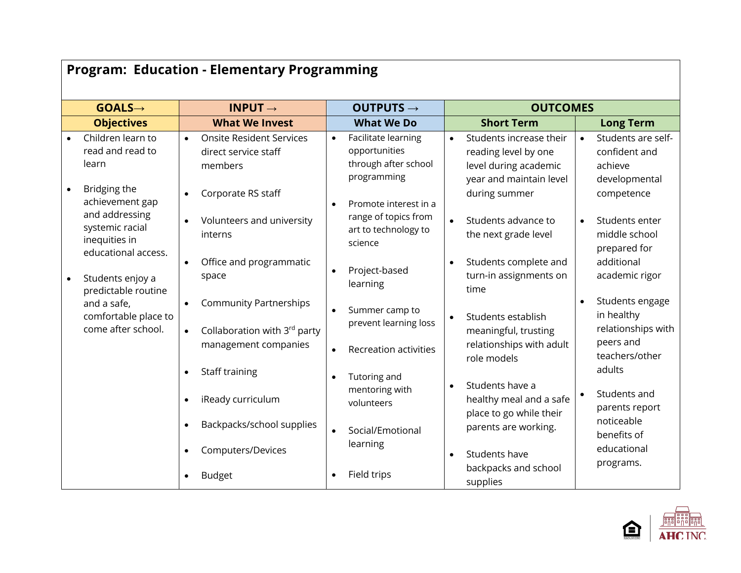## Program: Education - Elementary Programming

| GOALS→ | INPUT → | OUTPUTS → | OUTCOMES | |
|---|---|---|---|---|
| Objectives | What We Invest | What We Do | Short Term | Long Term |
| • Children learn to read and read to learn<br>• Bridging the achievement gap and addressing systemic racial inequities in educational access.<br>• Students enjoy a predictable routine and a safe, comfortable place to come after school. | • Onsite Resident Services direct service staff members<br>• Corporate RS staff<br>• Volunteers and university interns<br>• Office and programmatic space<br>• Community Partnerships<br>• Collaboration with 3rd party management companies<br>• Staff training<br>• iReady curriculum<br>• Backpacks/school supplies<br>• Computers/Devices<br>• Budget | • Facilitate learning opportunities through after school programming<br>• Promote interest in a range of topics from art to technology to science<br>• Project-based learning<br>• Summer camp to prevent learning loss<br>• Recreation activities<br>• Tutoring and mentoring with volunteers<br>• Social/Emotional learning<br>• Field trips | • Students increase their reading level by one level during academic year and maintain level during summer<br>• Students advance to the next grade level<br>• Students complete and turn-in assignments on time<br>• Students establish meaningful, trusting relationships with adult role models<br>• Students have a healthy meal and a safe place to go while their parents are working.<br>• Students have backpacks and school supplies | • Students are self-confident and achieve developmental competence<br>• Students enter middle school prepared for additional academic rigor<br>• Students engage in healthy relationships with peers and teachers/other adults<br>• Students and parents report noticeable benefits of educational programs. |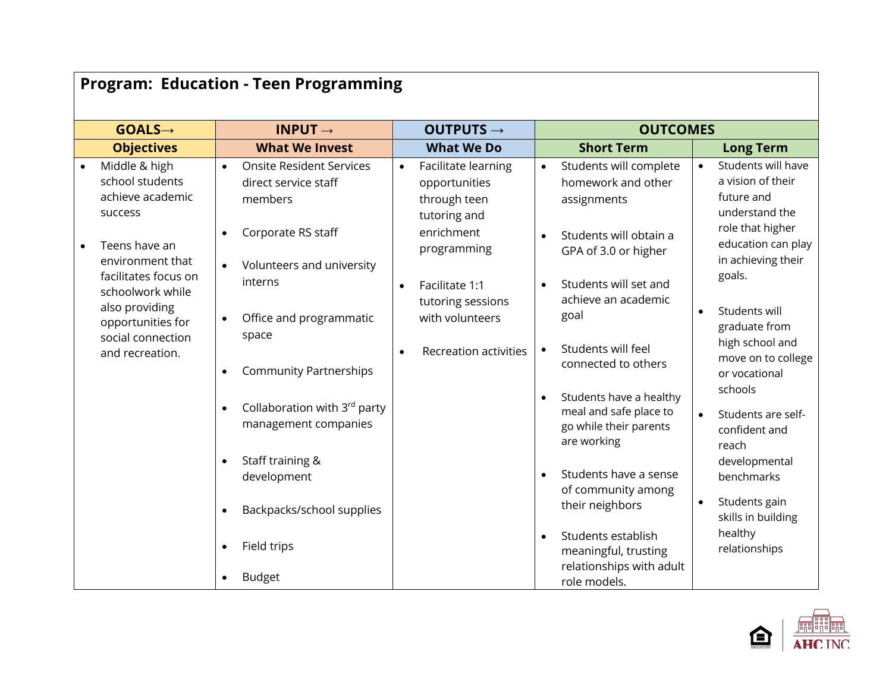## Program: Education - Teen Programming

| GOALS→ | INPUT → | OUTPUTS → | OUTCOMES | |
|---|---|---|---|---|
| **Objectives** | **What We Invest** | **What We Do** | **Short Term** | **Long Term** |
| • Middle & high school students achieve academic success<br><br>• Teens have an environment that facilitates focus on schoolwork while also providing opportunities for social connection and recreation. | • Onsite Resident Services direct service staff members<br><br>• Corporate RS staff<br><br>• Volunteers and university interns<br><br>• Office and programmatic space<br><br>• Community Partnerships<br><br>• Collaboration with 3rd party management companies<br><br>• Staff training & development<br><br>• Backpacks/school supplies<br><br>• Field trips<br><br>• Budget | • Facilitate learning opportunities through teen tutoring and enrichment programming<br><br>• Facilitate 1:1 tutoring sessions with volunteers<br><br>• Recreation activities | • Students will complete homework and other assignments<br><br>• Students will obtain a GPA of 3.0 or higher<br><br>• Students will set and achieve an academic goal<br><br>• Students will feel connected to others<br><br>• Students have a healthy meal and safe place to go while their parents are working<br><br>• Students have a sense of community among their neighbors<br><br>• Students establish meaningful, trusting relationships with adult role models. | • Students will have a vision of their future and understand the role that higher education can play in achieving their goals.<br><br>• Students will graduate from high school and move on to college or vocational schools<br><br>• Students are self-confident and reach developmental benchmarks<br><br>• Students gain skills in building healthy relationships |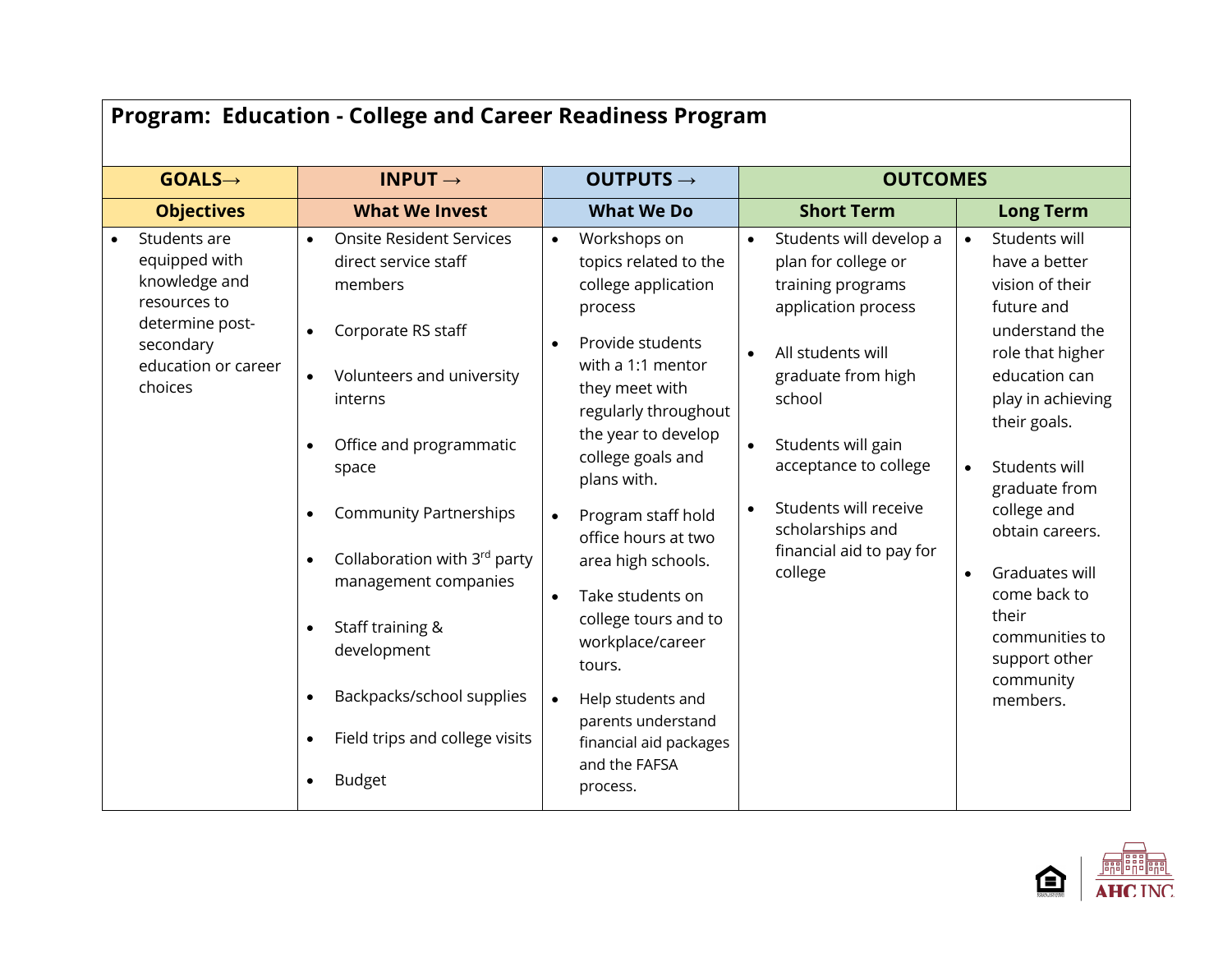## Program: Education - College and Career Readiness Program

| GOALS→ | INPUT → | OUTPUTS → | OUTCOMES | |
|---|---|---|---|---|
| **Objectives** | **What We Invest** | **What We Do** | **Short Term** | **Long Term** |
| • Students are equipped with knowledge and resources to determine post-secondary education or career choices | • Onsite Resident Services direct service staff members<br>• Corporate RS staff<br>• Volunteers and university interns<br>• Office and programmatic space<br>• Community Partnerships<br>• Collaboration with 3rd party management companies<br>• Staff training & development<br>• Backpacks/school supplies<br>• Field trips and college visits<br>• Budget | • Workshops on topics related to the college application process<br>• Provide students with a 1:1 mentor they meet with regularly throughout the year to develop college goals and plans with.<br>• Program staff hold office hours at two area high schools.<br>• Take students on college tours and to workplace/career tours.<br>• Help students and parents understand financial aid packages and the FAFSA process. | • Students will develop a plan for college or training programs application process<br>• All students will graduate from high school<br>• Students will gain acceptance to college<br>• Students will receive scholarships and financial aid to pay for college | • Students will have a better vision of their future and understand the role that higher education can play in achieving their goals.<br>• Students will graduate from college and obtain careers.<br>• Graduates will come back to their communities to support other community members. |